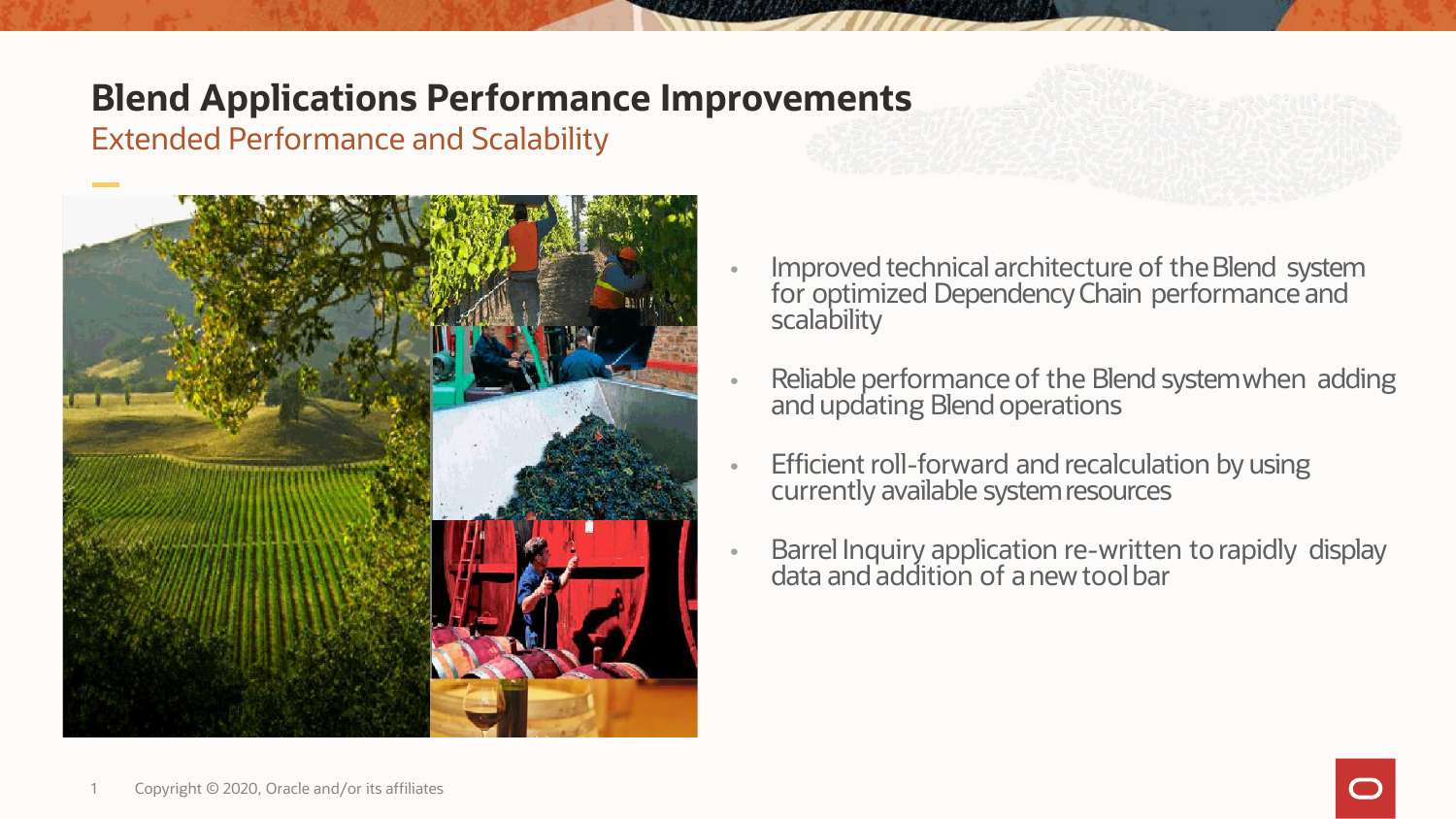# Blend Applications Performance Improvements

## Extended Performance and Scalability

- Improved technical architecture of the Blend system for optimized Dependency Chain performance and scalability
- Reliable performance of the Blend system when adding and updating Blend operations
- Efficient roll-forward and recalculation by using currently available system resources
- Barrel Inquiry application re-written to rapidly display data and addition of a new tool bar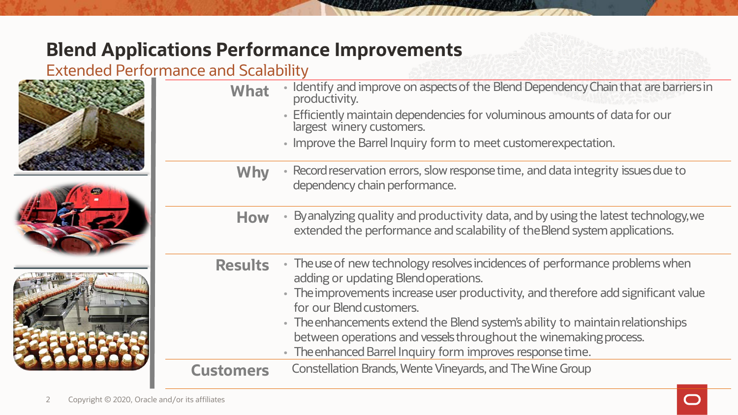# Blend Applications Performance Improvements

## Extended Performance and Scalability

| | |
|---|---|
| **What** | • Identify and improve on aspects of the Blend Dependency Chain that are barriers in productivity.<br>• Efficiently maintain dependencies for voluminous amounts of data for our largest winery customers.<br>• Improve the Barrel Inquiry form to meet customerexpectation. |
| **Why** | • Record reservation errors, slow response time, and data integrity issues due to dependency chain performance. |
| **How** | • By analyzing quality and productivity data, and by using the latest technology, we extended the performance and scalability of the Blend system applications. |
| **Results** | • The use of new technology resolves incidences of performance problems when adding or updating Blend operations.<br>• The improvements increase user productivity, and therefore add significant value for our Blend customers.<br>• The enhancements extend the Blend system's ability to maintain relationships between operations and vessels throughout the winemaking process.<br>• The enhanced Barrel Inquiry form improves response time. |
| **Customers** | Constellation Brands, Wente Vineyards, and The Wine Group |

Copyright © 2020, Oracle and/or its affiliates